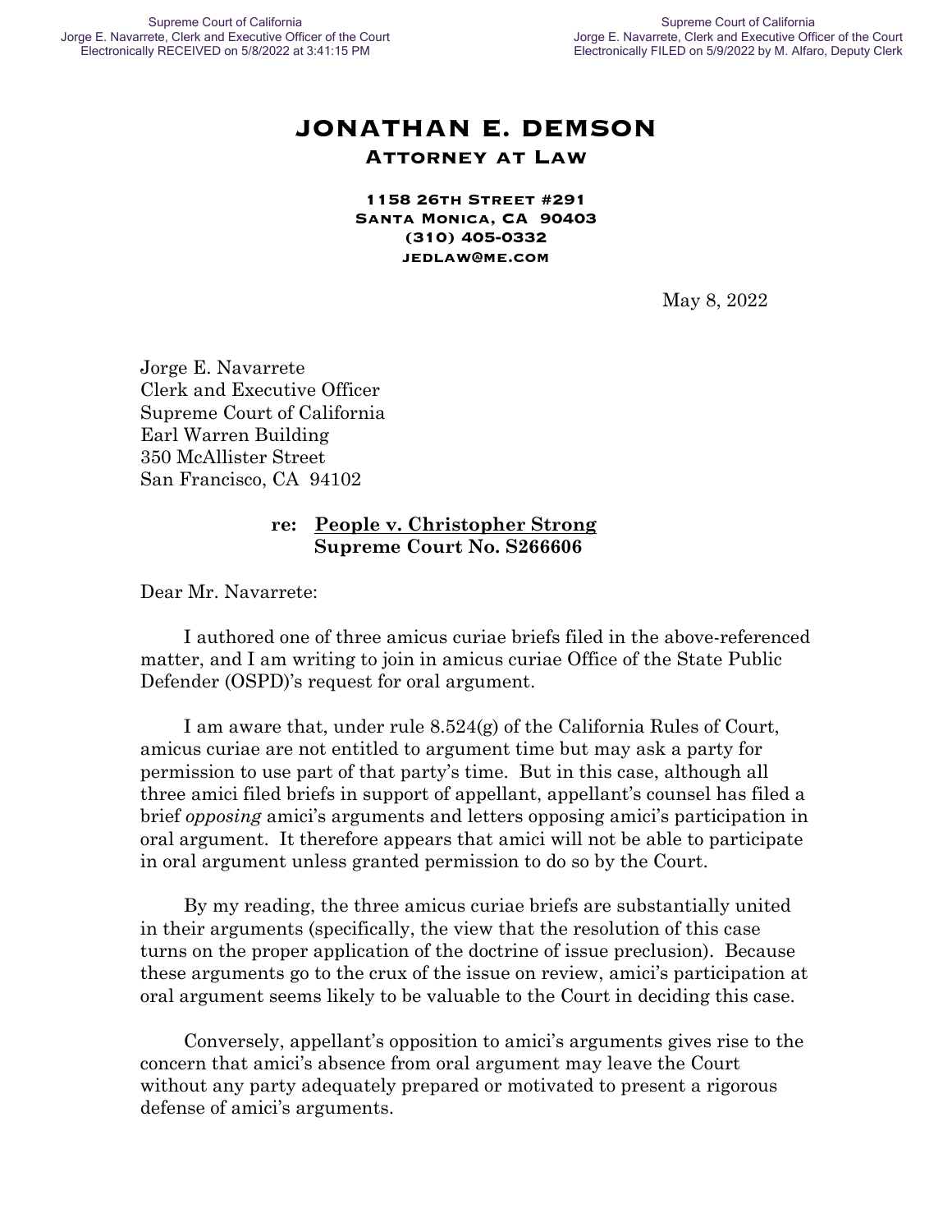Supreme Court of California
Jorge E. Navarrete, Clerk and Executive Officer of the Court
Electronically RECEIVED on 5/8/2022 at 3:41:15 PM

Supreme Court of California
Jorge E. Navarrete, Clerk and Executive Officer of the Court
Electronically FILED on 5/9/2022 by M. Alfaro, Deputy Clerk

# JONATHAN E. DEMSON

**ATTORNEY AT LAW**

**1158 26TH STREET #291**
**SANTA MONICA, CA 90403**
**(310) 405-0332**
**JEDLAW@ME.COM**

May 8, 2022

Jorge E. Navarrete
Clerk and Executive Officer
Supreme Court of California
Earl Warren Building
350 McAllister Street
San Francisco, CA 94102

**re: People v. Christopher Strong**
**Supreme Court No. S266606**

Dear Mr. Navarrete:

I authored one of three amicus curiae briefs filed in the above-referenced matter, and I am writing to join in amicus curiae Office of the State Public Defender (OSPD)'s request for oral argument.

I am aware that, under rule 8.524(g) of the California Rules of Court, amicus curiae are not entitled to argument time but may ask a party for permission to use part of that party's time. But in this case, although all three amici filed briefs in support of appellant, appellant's counsel has filed a brief *opposing* amici's arguments and letters opposing amici's participation in oral argument. It therefore appears that amici will not be able to participate in oral argument unless granted permission to do so by the Court.

By my reading, the three amicus curiae briefs are substantially united in their arguments (specifically, the view that the resolution of this case turns on the proper application of the doctrine of issue preclusion). Because these arguments go to the crux of the issue on review, amici's participation at oral argument seems likely to be valuable to the Court in deciding this case.

Conversely, appellant's opposition to amici's arguments gives rise to the concern that amici's absence from oral argument may leave the Court without any party adequately prepared or motivated to present a rigorous defense of amici's arguments.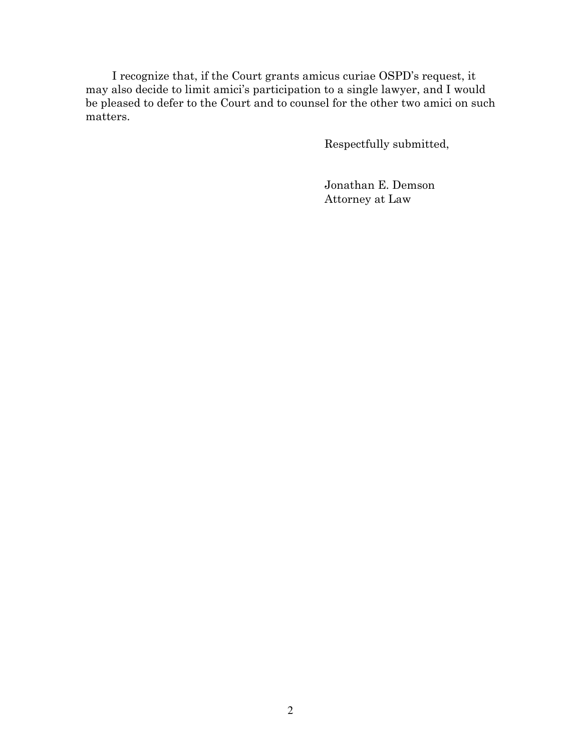I recognize that, if the Court grants amicus curiae OSPD's request, it may also decide to limit amici's participation to a single lawyer, and I would be pleased to defer to the Court and to counsel for the other two amici on such matters.

Respectfully submitted,

Jonathan E. Demson
Attorney at Law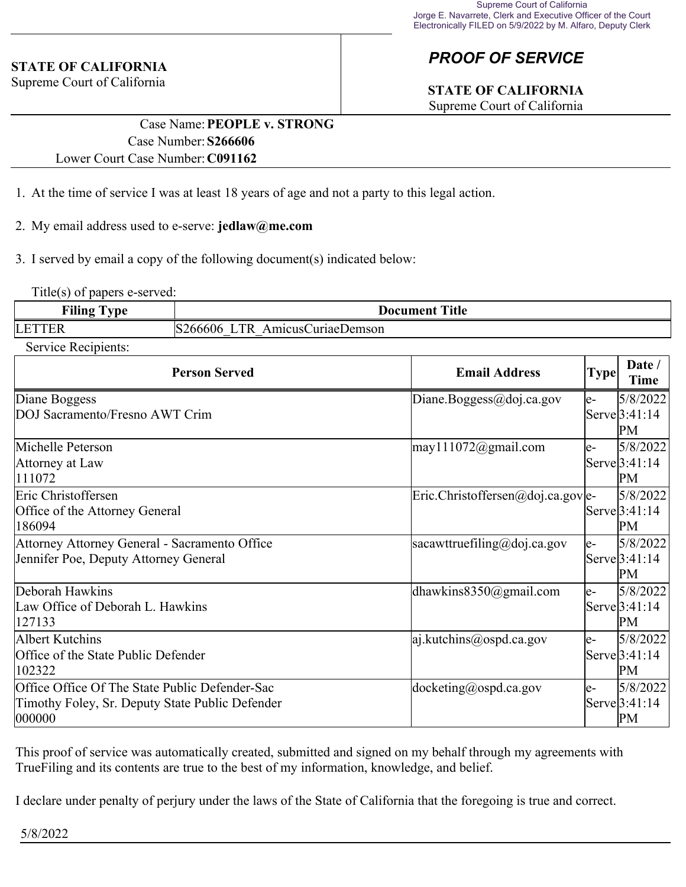Supreme Court of California
Jorge E. Navarrete, Clerk and Executive Officer of the Court
Electronically FILED on 5/9/2022 by M. Alfaro, Deputy Clerk

**STATE OF CALIFORNIA**
Supreme Court of California

## *PROOF OF SERVICE*

**STATE OF CALIFORNIA**
Supreme Court of California

Case Name: **PEOPLE v. STRONG**
Case Number: **S266606**
Lower Court Case Number: **C091162**

1. At the time of service I was at least 18 years of age and not a party to this legal action.

2. My email address used to e-serve: **jedlaw@me.com**

3. I served by email a copy of the following document(s) indicated below:

Title(s) of papers e-served:

| Filing Type | Document Title |
|---|---|
| LETTER | S266606_LTR_AmicusCuriaeDemson |

Service Recipients:

| Person Served | Email Address | Type | Date / Time |
|---|---|---|---|
| Diane Boggess<br>DOJ Sacramento/Fresno AWT Crim | Diane.Boggess@doj.ca.gov | e-Serve | 5/8/2022 3:41:14 PM |
| Michelle Peterson<br>Attorney at Law<br>111072 | may111072@gmail.com | e-Serve | 5/8/2022 3:41:14 PM |
| Eric Christoffersen<br>Office of the Attorney General<br>186094 | Eric.Christoffersen@doj.ca.gov | e-Serve | 5/8/2022 3:41:14 PM |
| Attorney Attorney General - Sacramento Office<br>Jennifer Poe, Deputy Attorney General | sacawttruefiling@doj.ca.gov | e-Serve | 5/8/2022 3:41:14 PM |
| Deborah Hawkins<br>Law Office of Deborah L. Hawkins<br>127133 | dhawkins8350@gmail.com | e-Serve | 5/8/2022 3:41:14 PM |
| Albert Kutchins<br>Office of the State Public Defender<br>102322 | aj.kutchins@ospd.ca.gov | e-Serve | 5/8/2022 3:41:14 PM |
| Office Office Of The State Public Defender-Sac<br>Timothy Foley, Sr. Deputy State Public Defender<br>000000 | docketing@ospd.ca.gov | e-Serve | 5/8/2022 3:41:14 PM |

This proof of service was automatically created, submitted and signed on my behalf through my agreements with TrueFiling and its contents are true to the best of my information, knowledge, and belief.

I declare under penalty of perjury under the laws of the State of California that the foregoing is true and correct.

5/8/2022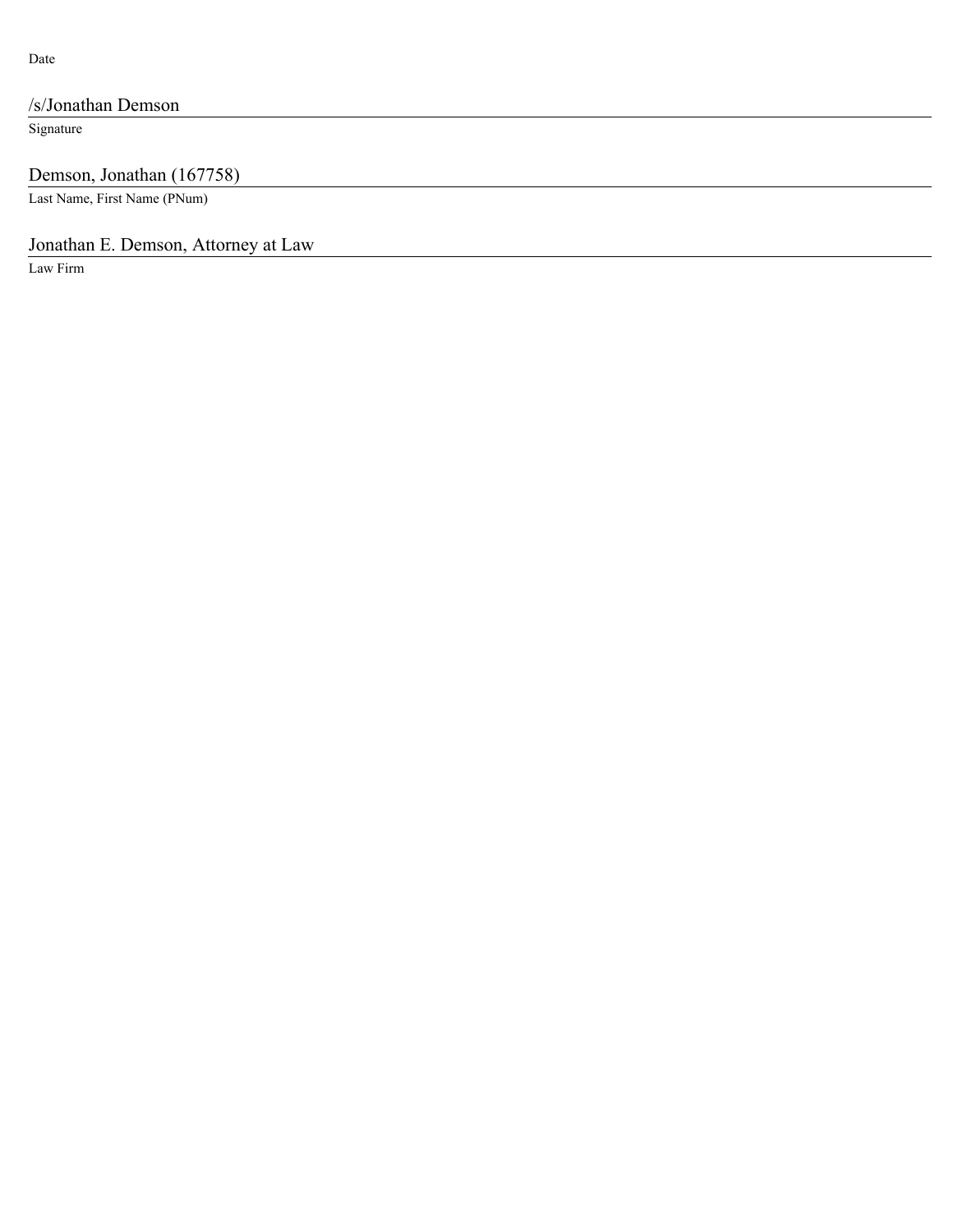Date

/s/Jonathan Demson

Signature

Demson, Jonathan (167758)

Last Name, First Name (PNum)

Jonathan E. Demson, Attorney at Law

Law Firm